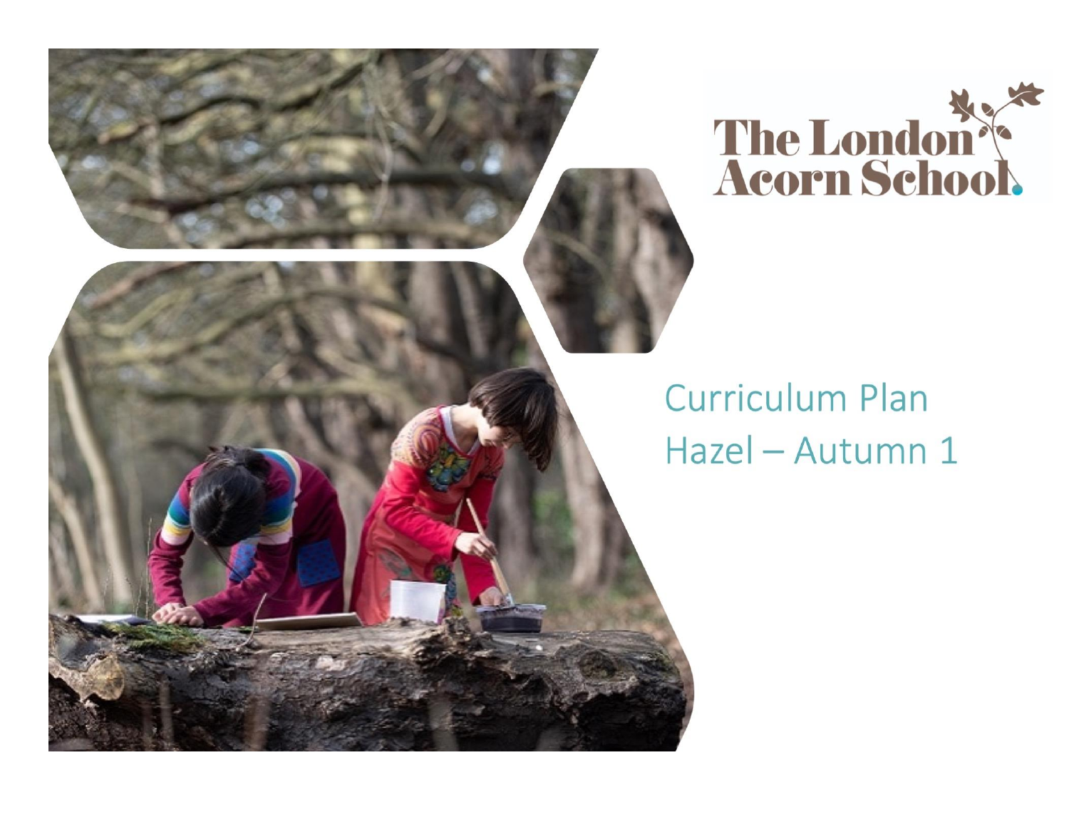The London Acorn School

# Curriculum Plan
## Hazel – Autumn 1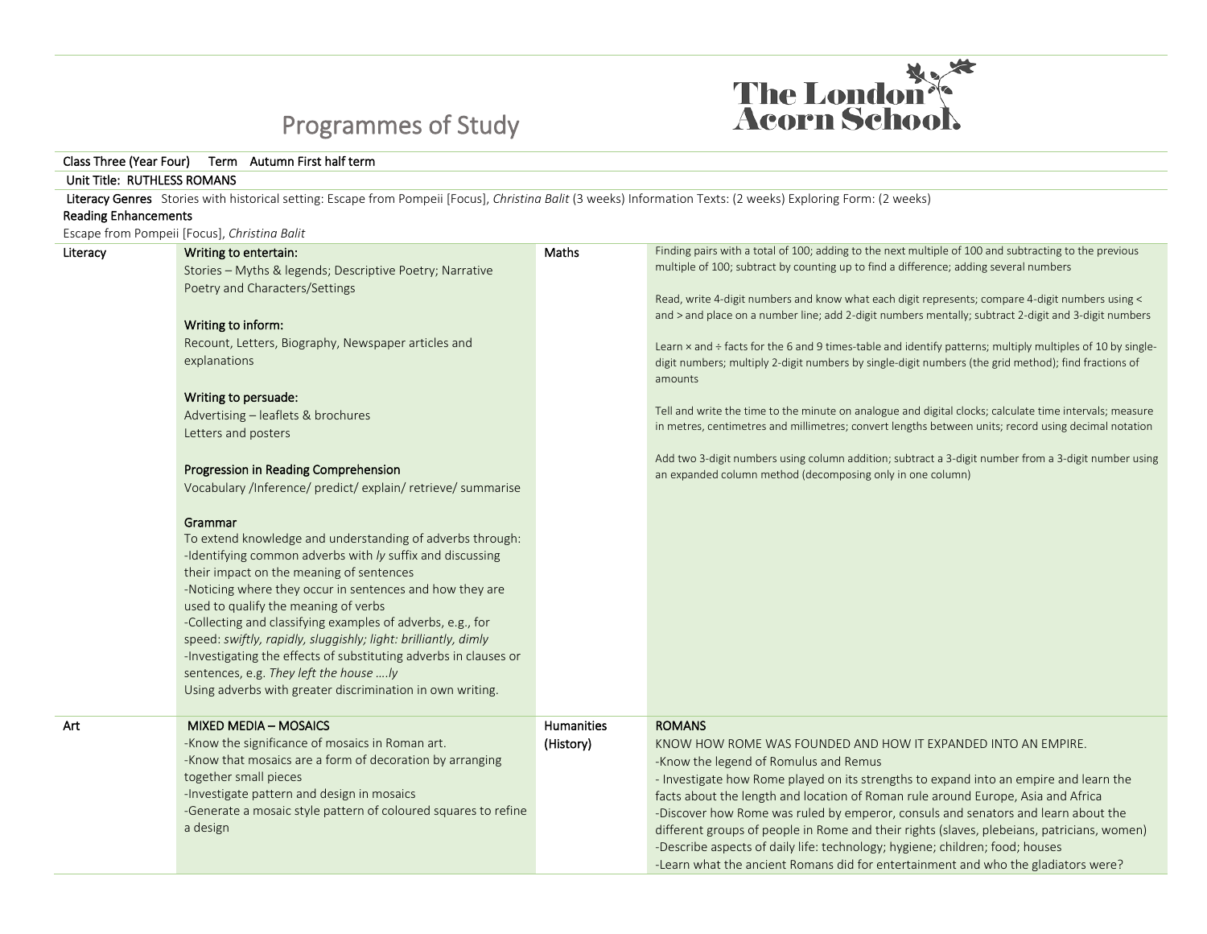# Programmes of Study

The London Acorn School

Class Three (Year Four) Term Autumn First half term

Unit Title: RUTHLESS ROMANS

**Literacy Genres** Stories with historical setting: Escape from Pompeii [Focus], *Christina Balit* (3 weeks) Information Texts: (2 weeks) Exploring Form: (2 weeks)

**Reading Enhancements**

Escape from Pompeii [Focus], *Christina Balit*

| | | | |
|---|---|---|---|
| Literacy | Writing to entertain:<br>Stories – Myths & legends; Descriptive Poetry; Narrative Poetry and Characters/Settings<br><br>Writing to inform:<br>Recount, Letters, Biography, Newspaper articles and explanations<br><br>Writing to persuade:<br>Advertising – leaflets & brochures<br>Letters and posters<br><br>Progression in Reading Comprehension<br>Vocabulary /Inference/ predict/ explain/ retrieve/ summarise<br><br>Grammar<br>To extend knowledge and understanding of adverbs through:<br>-Identifying common adverbs with *ly* suffix and discussing their impact on the meaning of sentences<br>-Noticing where they occur in sentences and how they are used to qualify the meaning of verbs<br>-Collecting and classifying examples of adverbs, e.g., for speed: *swiftly, rapidly, sluggishly; light: brilliantly, dimly*<br>-Investigating the effects of substituting adverbs in clauses or sentences, e.g. *They left the house ….ly*<br>Using adverbs with greater discrimination in own writing. | Maths | Finding pairs with a total of 100; adding to the next multiple of 100 and subtracting to the previous multiple of 100; subtract by counting up to find a difference; adding several numbers<br><br>Read, write 4-digit numbers and know what each digit represents; compare 4-digit numbers using < and > and place on a number line; add 2-digit numbers mentally; subtract 2-digit and 3-digit numbers<br><br>Learn × and ÷ facts for the 6 and 9 times-table and identify patterns; multiply multiples of 10 by single-digit numbers; multiply 2-digit numbers by single-digit numbers (the grid method); find fractions of amounts<br><br>Tell and write the time to the minute on analogue and digital clocks; calculate time intervals; measure in metres, centimetres and millimetres; convert lengths between units; record using decimal notation<br><br>Add two 3-digit numbers using column addition; subtract a 3-digit number from a 3-digit number using an expanded column method (decomposing only in one column) |
| Art | MIXED MEDIA – MOSAICS<br>-Know the significance of mosaics in Roman art.<br>-Know that mosaics are a form of decoration by arranging together small pieces<br>-Investigate pattern and design in mosaics<br>-Generate a mosaic style pattern of coloured squares to refine a design | Humanities (History) | ROMANS<br>KNOW HOW ROME WAS FOUNDED AND HOW IT EXPANDED INTO AN EMPIRE.<br>-Know the legend of Romulus and Remus<br>- Investigate how Rome played on its strengths to expand into an empire and learn the facts about the length and location of Roman rule around Europe, Asia and Africa<br>-Discover how Rome was ruled by emperor, consuls and senators and learn about the different groups of people in Rome and their rights (slaves, plebeians, patricians, women)<br>-Describe aspects of daily life: technology; hygiene; children; food; houses<br>-Learn what the ancient Romans did for entertainment and who the gladiators were? |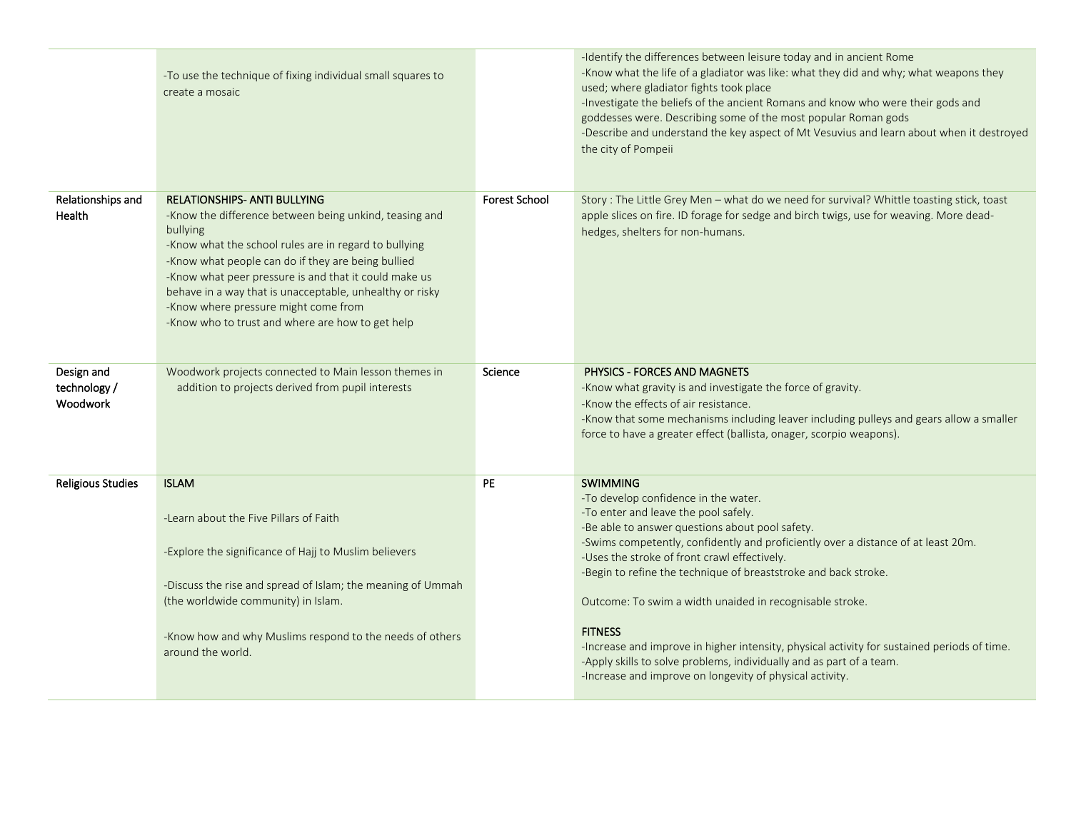| | | | |
|---|---|---|---|
| | -To use the technique of fixing individual small squares to create a mosaic | | -Identify the differences between leisure today and in ancient Rome<br>-Know what the life of a gladiator was like: what they did and why; what weapons they used; where gladiator fights took place<br>-Investigate the beliefs of the ancient Romans and know who were their gods and goddesses were. Describing some of the most popular Roman gods<br>-Describe and understand the key aspect of Mt Vesuvius and learn about when it destroyed the city of Pompeii |
| Relationships and Health | RELATIONSHIPS- ANTI BULLYING<br>-Know the difference between being unkind, teasing and bullying<br>-Know what the school rules are in regard to bullying<br>-Know what people can do if they are being bullied<br>-Know what peer pressure is and that it could make us behave in a way that is unacceptable, unhealthy or risky<br>-Know where pressure might come from<br>-Know who to trust and where are how to get help | Forest School | Story : The Little Grey Men – what do we need for survival? Whittle toasting stick, toast apple slices on fire. ID forage for sedge and birch twigs, use for weaving. More dead-hedges, shelters for non-humans. |
| Design and technology / Woodwork | Woodwork projects connected to Main lesson themes in addition to projects derived from pupil interests | Science | PHYSICS - FORCES AND MAGNETS<br>-Know what gravity is and investigate the force of gravity.<br>-Know the effects of air resistance.<br>-Know that some mechanisms including leaver including pulleys and gears allow a smaller force to have a greater effect (ballista, onager, scorpio weapons). |
| Religious Studies | ISLAM<br><br>-Learn about the Five Pillars of Faith<br><br>-Explore the significance of Hajj to Muslim believers<br><br>-Discuss the rise and spread of Islam; the meaning of Ummah (the worldwide community) in Islam.<br><br>-Know how and why Muslims respond to the needs of others around the world. | PE | SWIMMING<br>-To develop confidence in the water.<br>-To enter and leave the pool safely.<br>-Be able to answer questions about pool safety.<br>-Swims competently, confidently and proficiently over a distance of at least 20m.<br>-Uses the stroke of front crawl effectively.<br>-Begin to refine the technique of breaststroke and back stroke.<br><br>Outcome: To swim a width unaided in recognisable stroke.<br><br>FITNESS<br>-Increase and improve in higher intensity, physical activity for sustained periods of time.<br>-Apply skills to solve problems, individually and as part of a team.<br>-Increase and improve on longevity of physical activity. |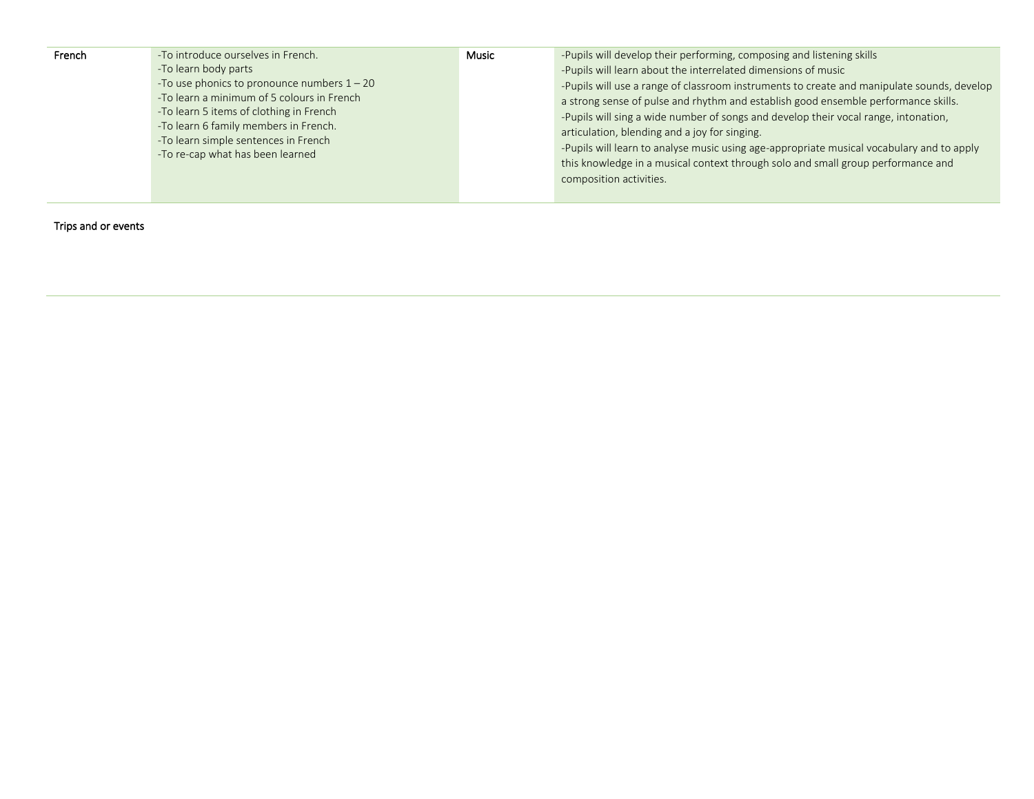| | | | |
|---|---|---|---|
| French | -To introduce ourselves in French.<br>-To learn body parts<br>-To use phonics to pronounce numbers 1 – 20<br>-To learn a minimum of 5 colours in French<br>-To learn 5 items of clothing in French<br>-To learn 6 family members in French.<br>-To learn simple sentences in French<br>-To re-cap what has been learned | Music | -Pupils will develop their performing, composing and listening skills<br>-Pupils will learn about the interrelated dimensions of music<br>-Pupils will use a range of classroom instruments to create and manipulate sounds, develop a strong sense of pulse and rhythm and establish good ensemble performance skills.<br>-Pupils will sing a wide number of songs and develop their vocal range, intonation, articulation, blending and a joy for singing.<br>-Pupils will learn to analyse music using age-appropriate musical vocabulary and to apply this knowledge in a musical context through solo and small group performance and composition activities. |

Trips and or events